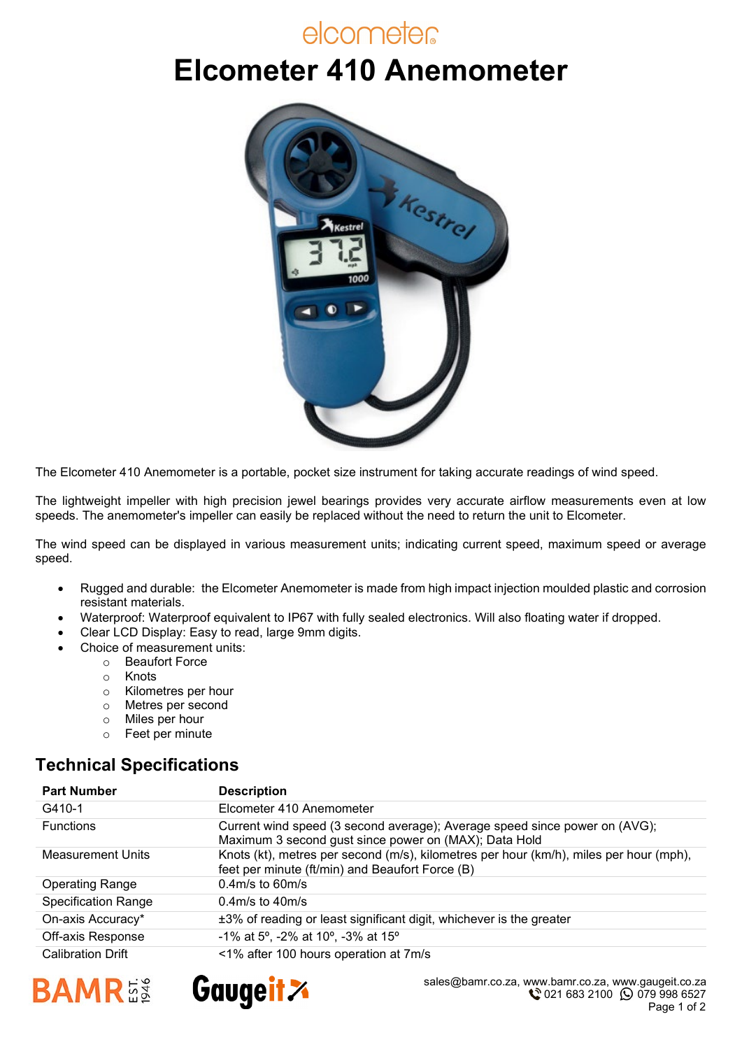elcometer

# Elcometer 410 Anemometer

The Elcometer 410 Anemometer is a portable, pocket size instrument for taking accurate readings of wind speed.

The lightweight impeller with high precision jewel bearings provides very accurate airflow measurements even at low speeds. The anemometer's impeller can easily be replaced without the need to return the unit to Elcometer.

The wind speed can be displayed in various measurement units; indicating current speed, maximum speed or average speed.

- Rugged and durable: the Elcometer Anemometer is made from high impact injection moulded plastic and corrosion resistant materials.
- Waterproof: Waterproof equivalent to IP67 with fully sealed electronics. Will also floating water if dropped.
- Clear LCD Display: Easy to read, large 9mm digits.
- Choice of measurement units:
  - Beaufort Force
  - Knots
  - Kilometres per hour
  - Metres per second
  - Miles per hour
  - Feet per minute

## Technical Specifications

| Part Number | Description |
|---|---|
| G410-1 | Elcometer 410 Anemometer |
| Functions | Current wind speed (3 second average); Average speed since power on (AVG); Maximum 3 second gust since power on (MAX); Data Hold |
| Measurement Units | Knots (kt), metres per second (m/s), kilometres per hour (km/h), miles per hour (mph), feet per minute (ft/min) and Beaufort Force (B) |
| Operating Range | 0.4m/s to 60m/s |
| Specification Range | 0.4m/s to 40m/s |
| On-axis Accuracy* | ±3% of reading or least significant digit, whichever is the greater |
| Off-axis Response | -1% at 5º, -2% at 10º, -3% at 15º |
| Calibration Drift | <1% after 100 hours operation at 7m/s |

BAMR EST. 1946 Gaugeit

sales@bamr.co.za, www.bamr.co.za, www.gaugeit.co.za
021 683 2100 079 998 6527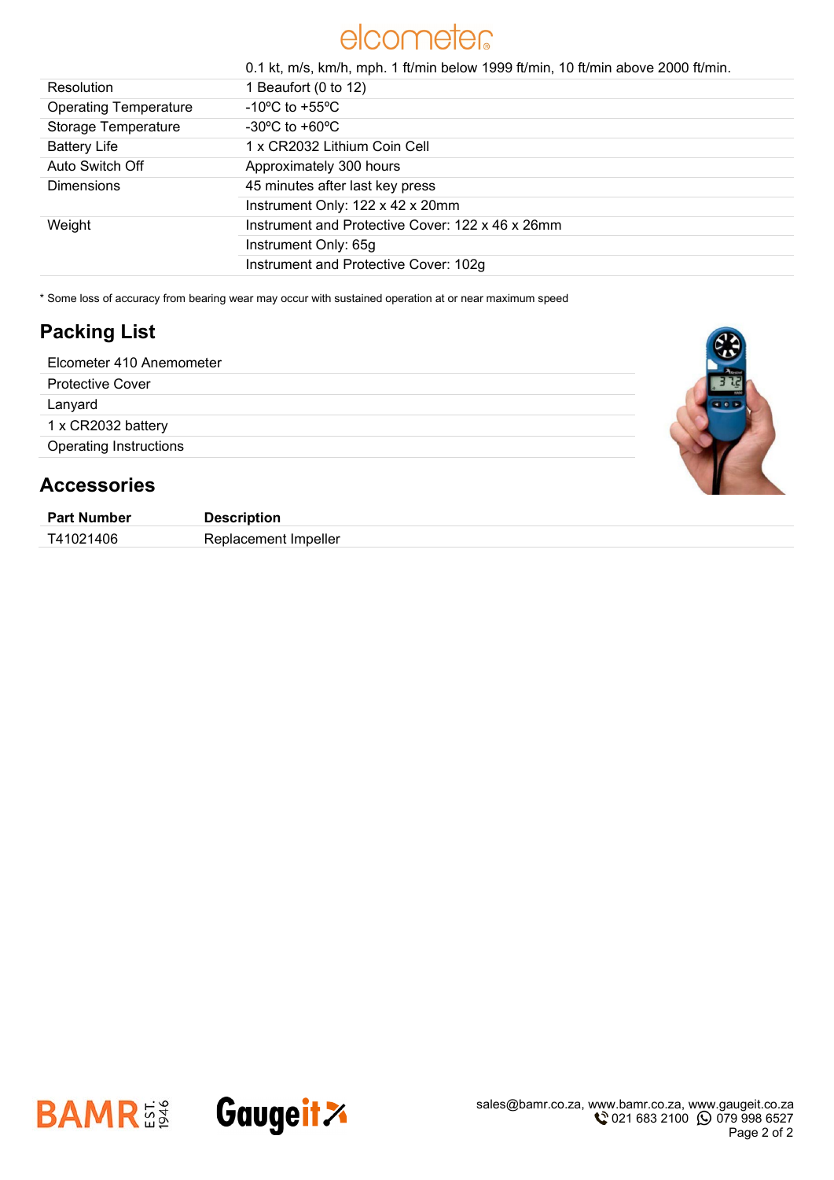| | |
|---|---|
| | 0.1 kt, m/s, km/h, mph. 1 ft/min below 1999 ft/min, 10 ft/min above 2000 ft/min. |
| Resolution | 1 Beaufort (0 to 12) |
| Operating Temperature | -10ºC to +55ºC |
| Storage Temperature | -30ºC to +60ºC |
| Battery Life | 1 x CR2032 Lithium Coin Cell |
| Auto Switch Off | Approximately 300 hours |
| Dimensions | 45 minutes after last key press |
| | Instrument Only: 122 x 42 x 20mm |
| Weight | Instrument and Protective Cover: 122 x 46 x 26mm |
| | Instrument Only: 65g |
| | Instrument and Protective Cover: 102g |

* Some loss of accuracy from bearing wear may occur with sustained operation at or near maximum speed

## Packing List

| |
|---|
| Elcometer 410 Anemometer |
| Protective Cover |
| Lanyard |
| 1 x CR2032 battery |
| Operating Instructions |

## Accessories

| Part Number | Description |
|---|---|
| T41021406 | Replacement Impeller |

sales@bamr.co.za, www.bamr.co.za, www.gaugeit.co.za
021 683 2100 079 998 6527